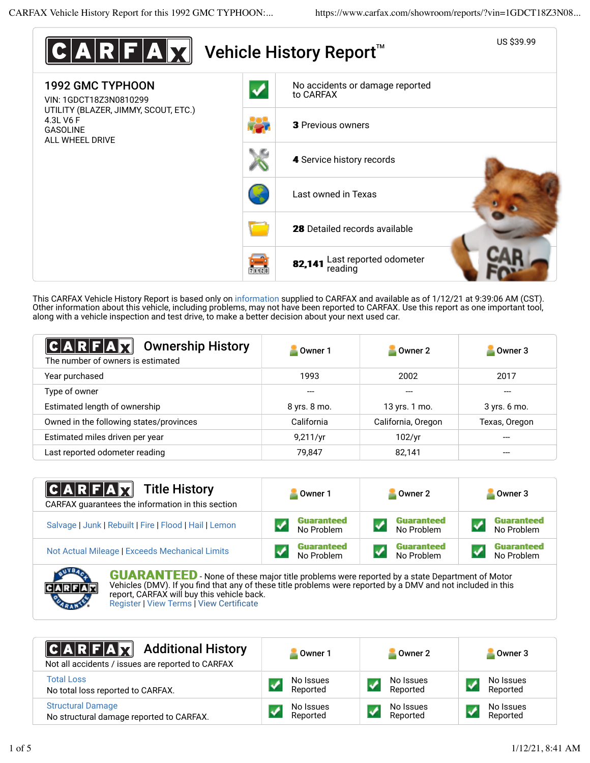# CARFAX Vehicle History Report™

US $39.99

## 1992 GMC TYPHOON

VIN: 1GDCT18Z3N0810299
UTILITY (BLAZER, JIMMY, SCOUT, ETC.)
4.3L V6 F
GASOLINE
ALL WHEEL DRIVE

- No accidents or damage reported to CARFAX
- **3** Previous owners
- **4** Service history records
- Last owned in Texas
- **28** Detailed records available
- **82,141** Last reported odometer reading

This CARFAX Vehicle History Report is based only on information supplied to CARFAX and available as of 1/12/21 at 9:39:06 AM (CST). Other information about this vehicle, including problems, may not have been reported to CARFAX. Use this report as one important tool, along with a vehicle inspection and test drive, to make a better decision about your next used car.

## Ownership History

The number of owners is estimated

| | Owner 1 | Owner 2 | Owner 3 |
|---|---|---|---|
| Year purchased | 1993 | 2002 | 2017 |
| Type of owner | --- | --- | --- |
| Estimated length of ownership | 8 yrs. 8 mo. | 13 yrs. 1 mo. | 3 yrs. 6 mo. |
| Owned in the following states/provinces | California | California, Oregon | Texas, Oregon |
| Estimated miles driven per year | 9,211/yr | 102/yr | --- |
| Last reported odometer reading | 79,847 | 82,141 | --- |

## Title History

CARFAX guarantees the information in this section

| | Owner 1 | Owner 2 | Owner 3 |
|---|---|---|---|
| Salvage \| Junk \| Rebuilt \| Fire \| Flood \| Hail \| Lemon | Guaranteed No Problem | Guaranteed No Problem | Guaranteed No Problem |
| Not Actual Mileage \| Exceeds Mechanical Limits | Guaranteed No Problem | Guaranteed No Problem | Guaranteed No Problem |

**GUARANTEED** - None of these major title problems were reported by a state Department of Motor Vehicles (DMV). If you find that any of these title problems were reported by a DMV and not included in this report, CARFAX will buy this vehicle back.
Register | View Terms | View Certificate

## Additional History

Not all accidents / issues are reported to CARFAX

| | Owner 1 | Owner 2 | Owner 3 |
|---|---|---|---|
| Total Loss<br>No total loss reported to CARFAX. | No Issues Reported | No Issues Reported | No Issues Reported |
| Structural Damage<br>No structural damage reported to CARFAX. | No Issues Reported | No Issues Reported | No Issues Reported |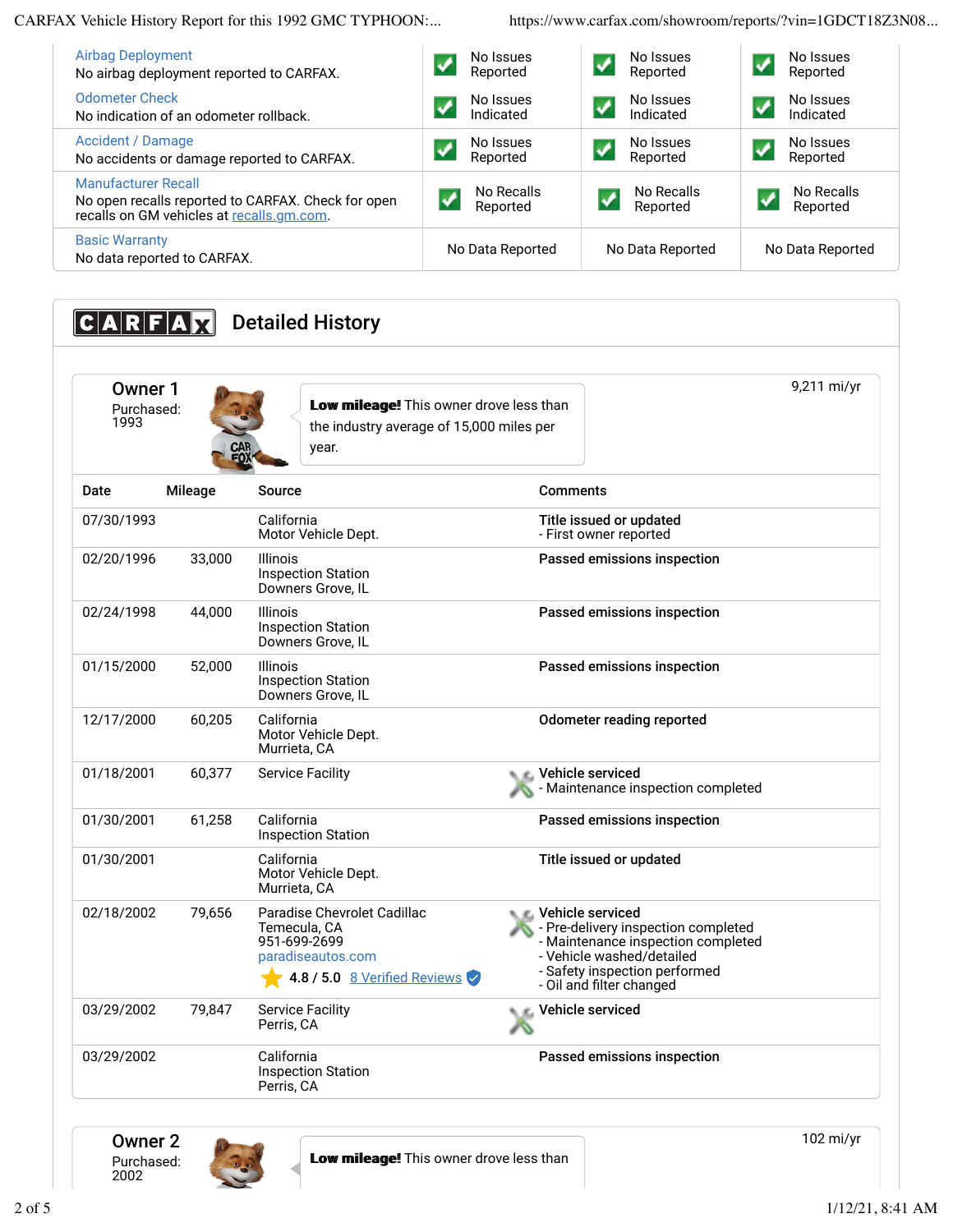| | | | |
|---|---|---|---|
| Airbag Deployment<br>No airbag deployment reported to CARFAX. | No Issues Reported | No Issues Reported | No Issues Reported |
| Odometer Check<br>No indication of an odometer rollback. | No Issues Indicated | No Issues Indicated | No Issues Indicated |
| Accident / Damage<br>No accidents or damage reported to CARFAX. | No Issues Reported | No Issues Reported | No Issues Reported |
| Manufacturer Recall<br>No open recalls reported to CARFAX. Check for open recalls on GM vehicles at recalls.gm.com. | No Recalls Reported | No Recalls Reported | No Recalls Reported |
| Basic Warranty<br>No data reported to CARFAX. | No Data Reported | No Data Reported | No Data Reported |

## CARFAX Detailed History

### Owner 1

Purchased: 1993

**Low mileage!** This owner drove less than the industry average of 15,000 miles per year.

9,211 mi/yr

| Date | Mileage | Source | Comments |
|---|---|---|---|
| 07/30/1993 | | California Motor Vehicle Dept. | **Title issued or updated**<br>- First owner reported |
| 02/20/1996 | 33,000 | Illinois Inspection Station Downers Grove, IL | **Passed emissions inspection** |
| 02/24/1998 | 44,000 | Illinois Inspection Station Downers Grove, IL | **Passed emissions inspection** |
| 01/15/2000 | 52,000 | Illinois Inspection Station Downers Grove, IL | **Passed emissions inspection** |
| 12/17/2000 | 60,205 | California Motor Vehicle Dept. Murrieta, CA | **Odometer reading reported** |
| 01/18/2001 | 60,377 | Service Facility | **Vehicle serviced**<br>- Maintenance inspection completed |
| 01/30/2001 | 61,258 | California Inspection Station | **Passed emissions inspection** |
| 01/30/2001 | | California Motor Vehicle Dept. Murrieta, CA | **Title issued or updated** |
| 02/18/2002 | 79,656 | Paradise Chevrolet Cadillac Temecula, CA 951-699-2699 paradiseautos.com 4.8 / 5.0 8 Verified Reviews | **Vehicle serviced**<br>- Pre-delivery inspection completed<br>- Maintenance inspection completed<br>- Vehicle washed/detailed<br>- Safety inspection performed<br>- Oil and filter changed |
| 03/29/2002 | 79,847 | Service Facility Perris, CA | **Vehicle serviced** |
| 03/29/2002 | | California Inspection Station Perris, CA | **Passed emissions inspection** |

### Owner 2

Purchased: 2002

**Low mileage!** This owner drove less than

102 mi/yr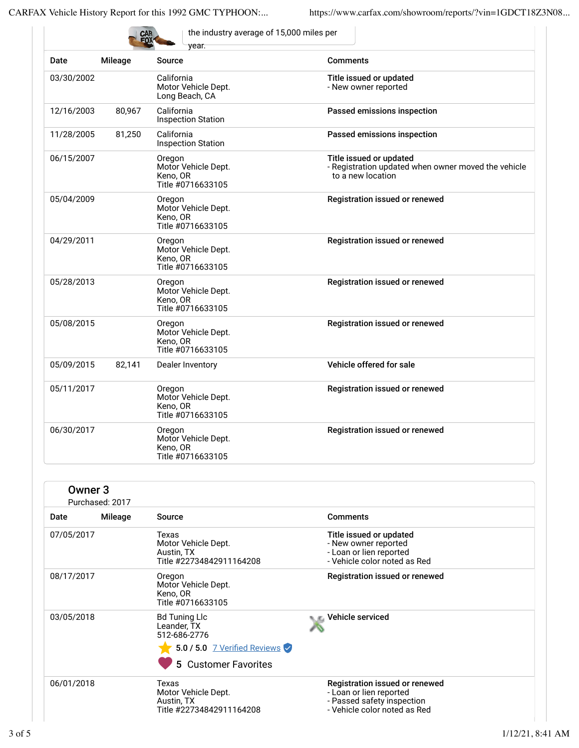the industry average of 15,000 miles per year.

| Date | Mileage | Source | Comments |
|---|---|---|---|
| 03/30/2002 | | California Motor Vehicle Dept. Long Beach, CA | **Title issued or updated** - New owner reported |
| 12/16/2003 | 80,967 | California Inspection Station | **Passed emissions inspection** |
| 11/28/2005 | 81,250 | California Inspection Station | **Passed emissions inspection** |
| 06/15/2007 | | Oregon Motor Vehicle Dept. Keno, OR Title #0716633105 | **Title issued or updated** - Registration updated when owner moved the vehicle to a new location |
| 05/04/2009 | | Oregon Motor Vehicle Dept. Keno, OR Title #0716633105 | **Registration issued or renewed** |
| 04/29/2011 | | Oregon Motor Vehicle Dept. Keno, OR Title #0716633105 | **Registration issued or renewed** |
| 05/28/2013 | | Oregon Motor Vehicle Dept. Keno, OR Title #0716633105 | **Registration issued or renewed** |
| 05/08/2015 | | Oregon Motor Vehicle Dept. Keno, OR Title #0716633105 | **Registration issued or renewed** |
| 05/09/2015 | 82,141 | Dealer Inventory | **Vehicle offered for sale** |
| 05/11/2017 | | Oregon Motor Vehicle Dept. Keno, OR Title #0716633105 | **Registration issued or renewed** |
| 06/30/2017 | | Oregon Motor Vehicle Dept. Keno, OR Title #0716633105 | **Registration issued or renewed** |

## Owner 3

Purchased: 2017

| Date | Mileage | Source | Comments |
|---|---|---|---|
| 07/05/2017 | | Texas Motor Vehicle Dept. Austin, TX Title #22734842911164208 | **Title issued or updated** - New owner reported - Loan or lien reported - Vehicle color noted as Red |
| 08/17/2017 | | Oregon Motor Vehicle Dept. Keno, OR Title #0716633105 | **Registration issued or renewed** |
| 03/05/2018 | | Bd Tuning Llc Leander, TX 512-686-2776 5.0 / 5.0 7 Verified Reviews 5 Customer Favorites | **Vehicle serviced** |
| 06/01/2018 | | Texas Motor Vehicle Dept. Austin, TX Title #22734842911164208 | **Registration issued or renewed** - Loan or lien reported - Passed safety inspection - Vehicle color noted as Red |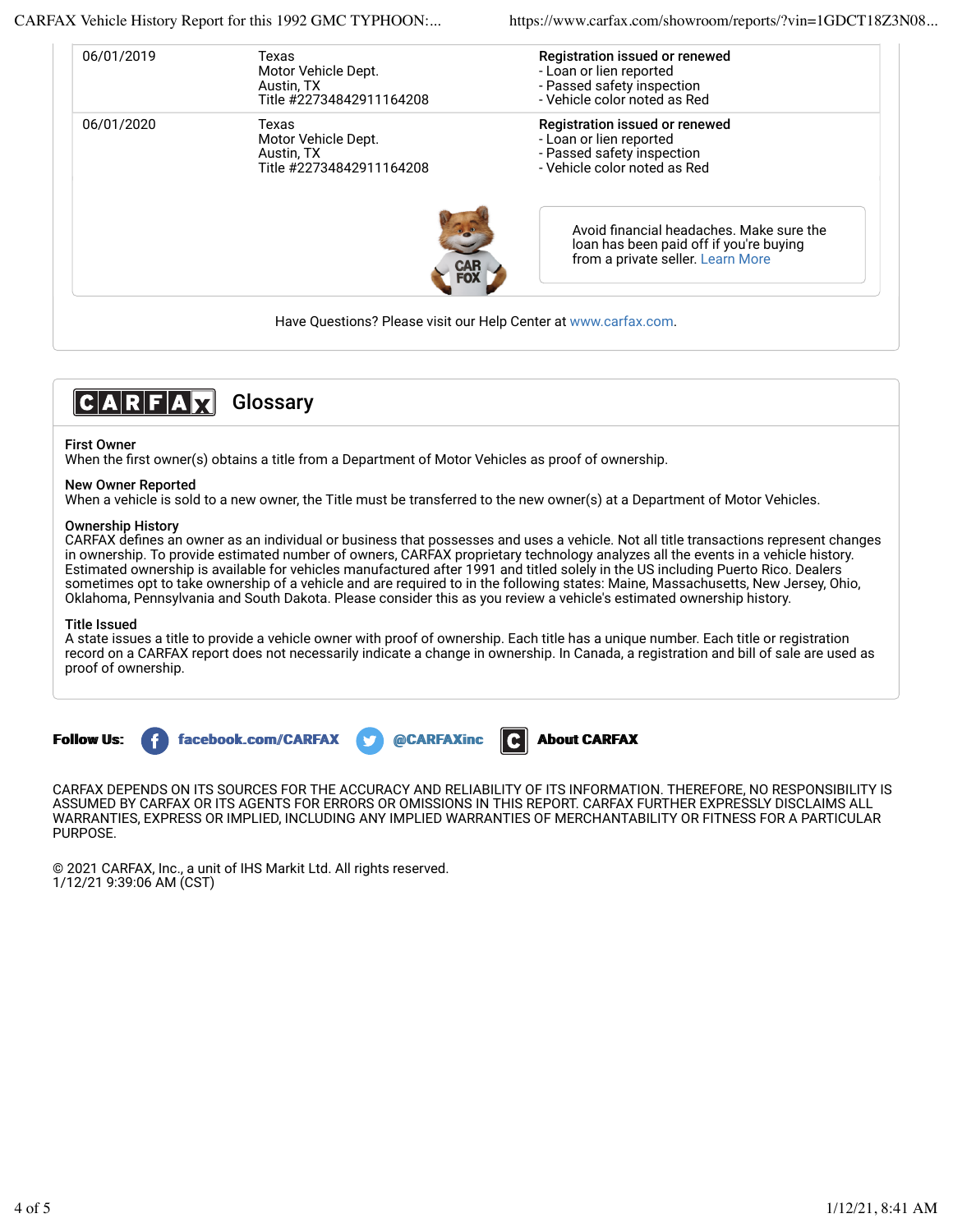| | | |
|---|---|---|
| 06/01/2019 | Texas<br>Motor Vehicle Dept.<br>Austin, TX<br>Title #22734842911164208 | **Registration issued or renewed**<br>- Loan or lien reported<br>- Passed safety inspection<br>- Vehicle color noted as Red |
| 06/01/2020 | Texas<br>Motor Vehicle Dept.<br>Austin, TX<br>Title #22734842911164208 | **Registration issued or renewed**<br>- Loan or lien reported<br>- Passed safety inspection<br>- Vehicle color noted as Red |

Avoid financial headaches. Make sure the loan has been paid off if you're buying from a private seller. Learn More

Have Questions? Please visit our Help Center at www.carfax.com.

## CARFAX Glossary

**First Owner**
When the first owner(s) obtains a title from a Department of Motor Vehicles as proof of ownership.

**New Owner Reported**
When a vehicle is sold to a new owner, the Title must be transferred to the new owner(s) at a Department of Motor Vehicles.

**Ownership History**
CARFAX defines an owner as an individual or business that possesses and uses a vehicle. Not all title transactions represent changes in ownership. To provide estimated number of owners, CARFAX proprietary technology analyzes all the events in a vehicle history. Estimated ownership is available for vehicles manufactured after 1991 and titled solely in the US including Puerto Rico. Dealers sometimes opt to take ownership of a vehicle and are required to in the following states: Maine, Massachusetts, New Jersey, Ohio, Oklahoma, Pennsylvania and South Dakota. Please consider this as you review a vehicle's estimated ownership history.

**Title Issued**
A state issues a title to provide a vehicle owner with proof of ownership. Each title has a unique number. Each title or registration record on a CARFAX report does not necessarily indicate a change in ownership. In Canada, a registration and bill of sale are used as proof of ownership.

**Follow Us:** facebook.com/CARFAX @CARFAXinc **About CARFAX**

CARFAX DEPENDS ON ITS SOURCES FOR THE ACCURACY AND RELIABILITY OF ITS INFORMATION. THEREFORE, NO RESPONSIBILITY IS ASSUMED BY CARFAX OR ITS AGENTS FOR ERRORS OR OMISSIONS IN THIS REPORT. CARFAX FURTHER EXPRESSLY DISCLAIMS ALL WARRANTIES, EXPRESS OR IMPLIED, INCLUDING ANY IMPLIED WARRANTIES OF MERCHANTABILITY OR FITNESS FOR A PARTICULAR PURPOSE.

© 2021 CARFAX, Inc., a unit of IHS Markit Ltd. All rights reserved.
1/12/21 9:39:06 AM (CST)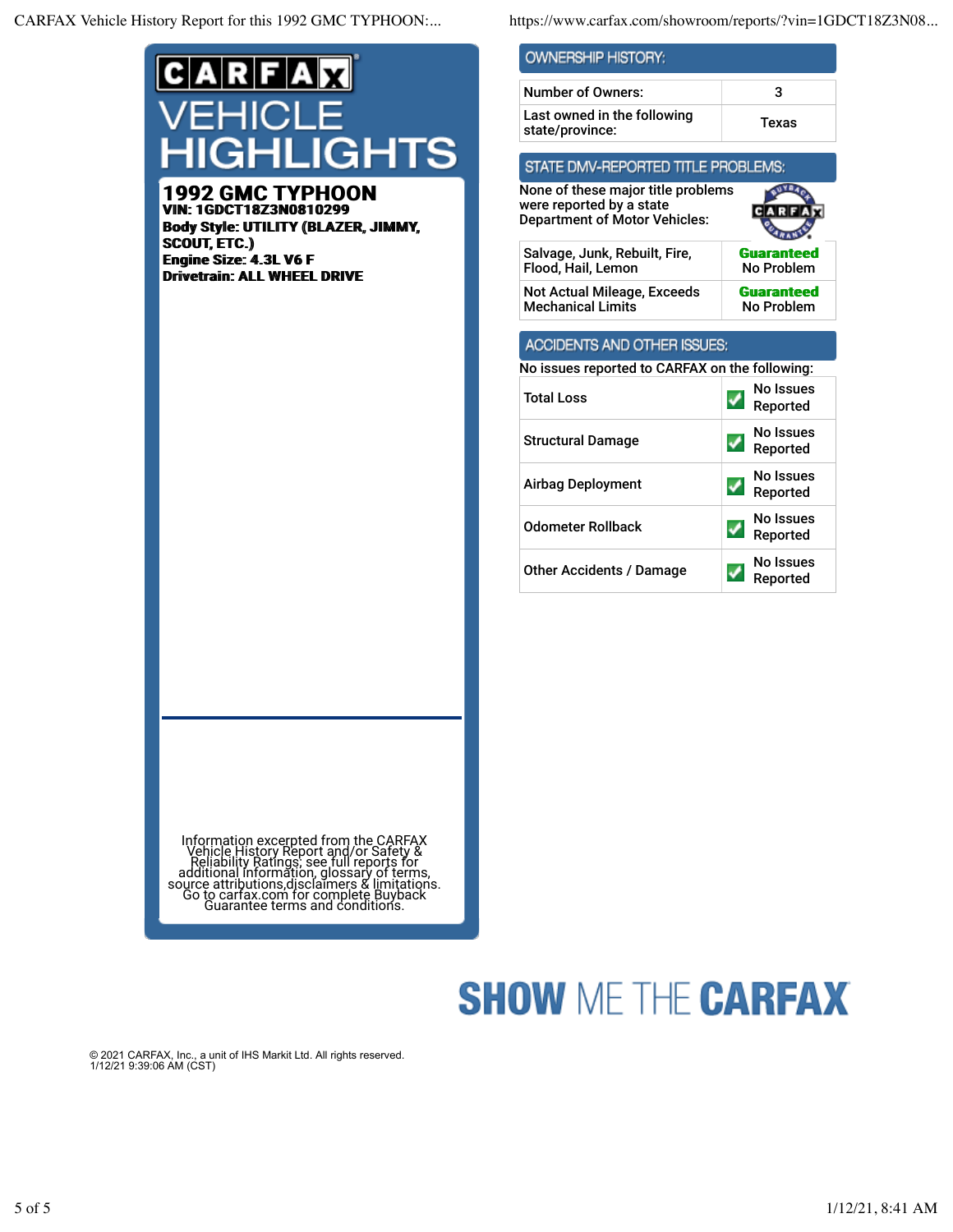# CARFAX VEHICLE HIGHLIGHTS

**1992 GMC TYPHOON**
**VIN: 1GDCT18Z3N0810299**
**Body Style: UTILITY (BLAZER, JIMMY, SCOUT, ETC.)**
**Engine Size: 4.3L V6 F**
**Drivetrain: ALL WHEEL DRIVE**

Information excerpted from the CARFAX Vehicle History Report and/or Safety & Reliability Ratings; see full reports for additional information, glossary of terms, source attributions,disclaimers & limitations. Go to carfax.com for complete Buyback Guarantee terms and conditions.

## OWNERSHIP HISTORY:

| | |
|---|---|
| Number of Owners: | 3 |
| Last owned in the following state/province: | Texas |

## STATE DMV-REPORTED TITLE PROBLEMS:

None of these major title problems were reported by a state Department of Motor Vehicles:

BUYBACK CARFAX GUARANTEE

| | |
|---|---|
| Salvage, Junk, Rebuilt, Fire, Flood, Hail, Lemon | **Guaranteed** No Problem |
| Not Actual Mileage, Exceeds Mechanical Limits | **Guaranteed** No Problem |

## ACCIDENTS AND OTHER ISSUES:

No issues reported to CARFAX on the following:

| | |
|---|---|
| Total Loss | No Issues Reported |
| Structural Damage | No Issues Reported |
| Airbag Deployment | No Issues Reported |
| Odometer Rollback | No Issues Reported |
| Other Accidents / Damage | No Issues Reported |

**SHOW** ME THE **CARFAX**

© 2021 CARFAX, Inc., a unit of IHS Markit Ltd. All rights reserved.
1/12/21 9:39:06 AM (CST)